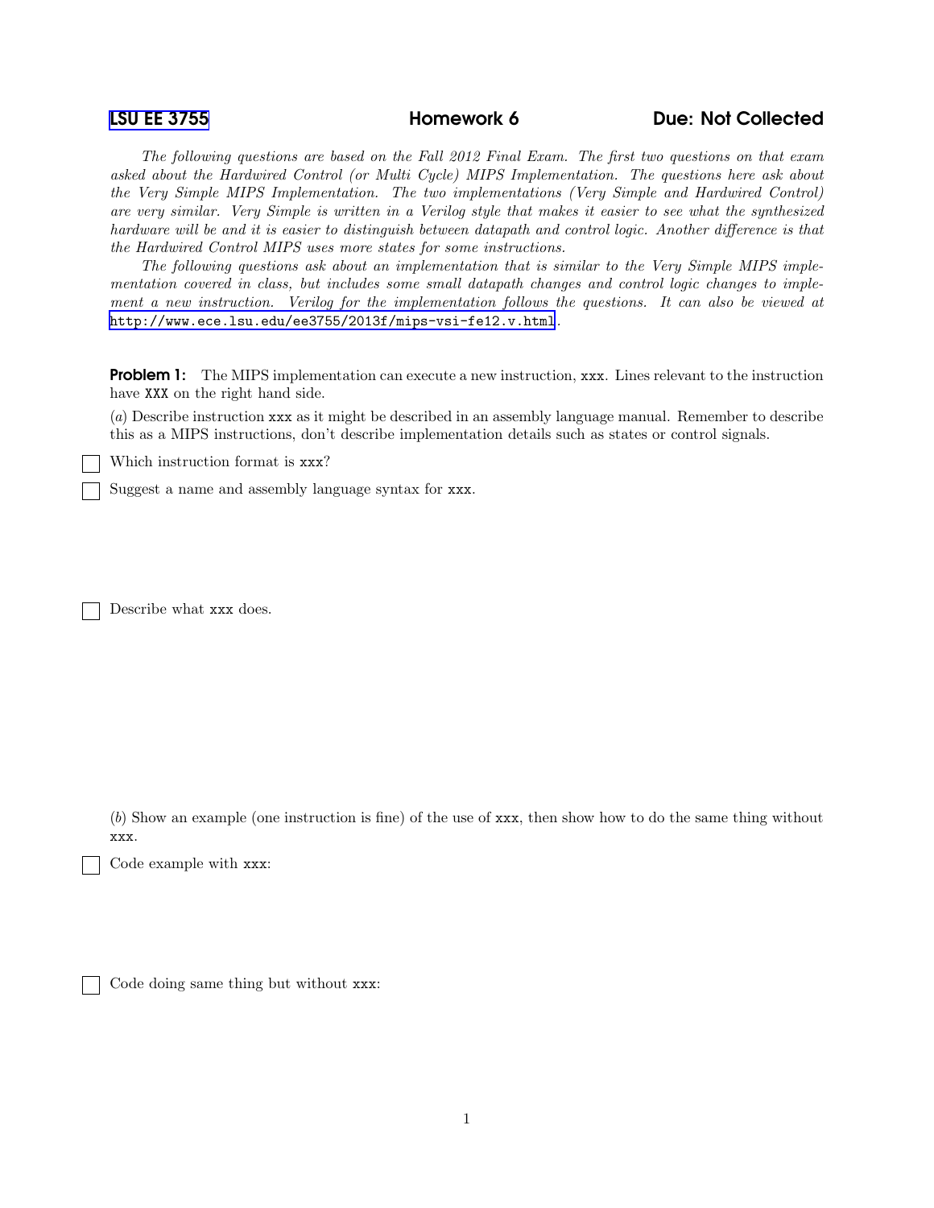**LSU EE 3755** **Homework 6** **Due: Not Collected**

*The following questions are based on the Fall 2012 Final Exam. The first two questions on that exam asked about the Hardwired Control (or Multi Cycle) MIPS Implementation. The questions here ask about the Very Simple MIPS Implementation. The two implementations (Very Simple and Hardwired Control) are very similar. Very Simple is written in a Verilog style that makes it easier to see what the synthesized hardware will be and it is easier to distinguish between datapath and control logic. Another difference is that the Hardwired Control MIPS uses more states for some instructions.*

*The following questions ask about an implementation that is similar to the Very Simple MIPS implementation covered in class, but includes some small datapath changes and control logic changes to implement a new instruction. Verilog for the implementation follows the questions. It can also be viewed at* http://www.ece.lsu.edu/ee3755/2013f/mips-vsi-fe12.v.html.

**Problem 1:** The MIPS implementation can execute a new instruction, `xxx`. Lines relevant to the instruction have `XXX` on the right hand side.

(*a*) Describe instruction `xxx` as it might be described in an assembly language manual. Remember to describe this as a MIPS instructions, don't describe implementation details such as states or control signals.

☐ Which instruction format is `xxx`?

☐ Suggest a name and assembly language syntax for `xxx`.

☐ Describe what `xxx` does.

(*b*) Show an example (one instruction is fine) of the use of `xxx`, then show how to do the same thing without `xxx`.

☐ Code example with `xxx`:

☐ Code doing same thing but without `xxx`: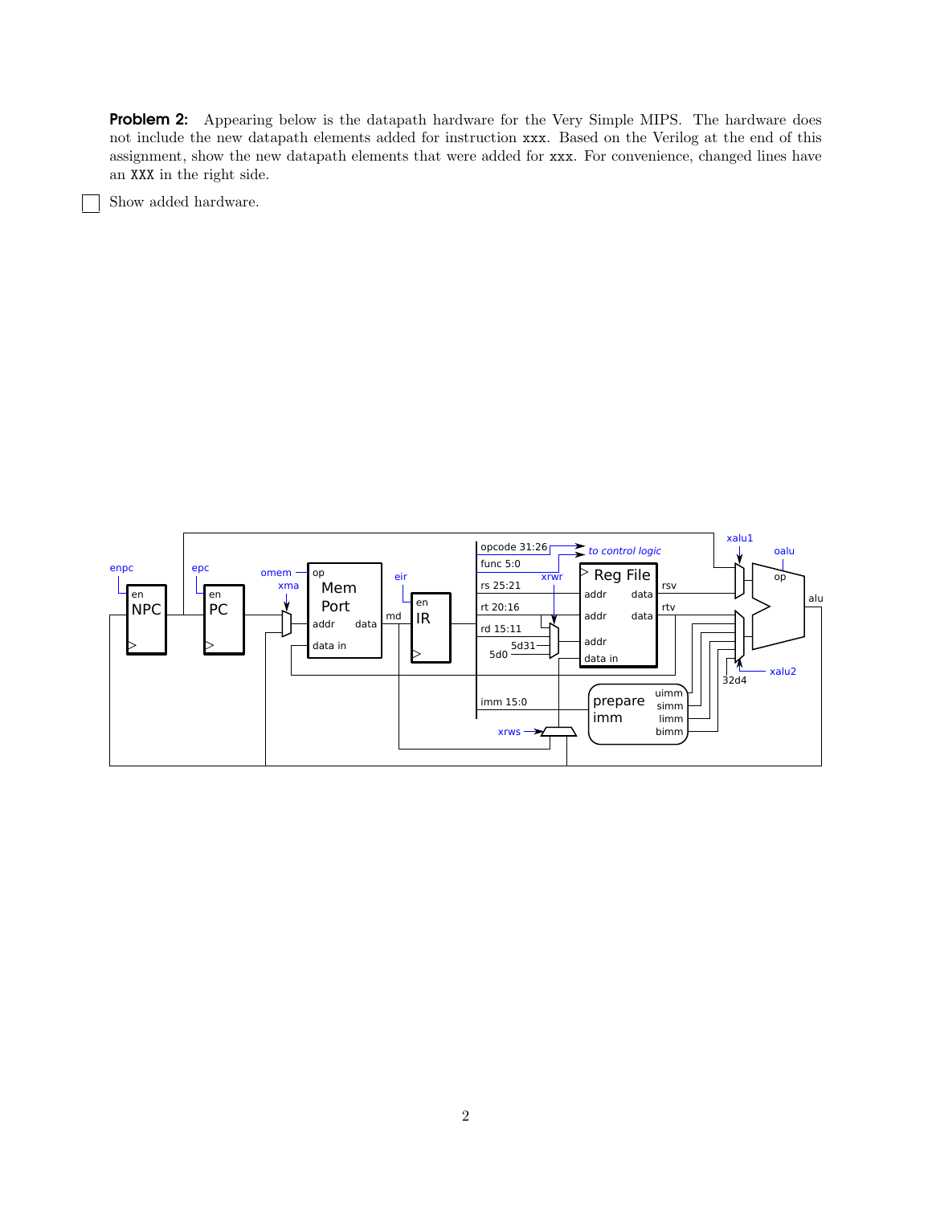**Problem 2:** Appearing below is the datapath hardware for the Very Simple MIPS. The hardware does not include the new datapath elements added for instruction `xxx`. Based on the Verilog at the end of this assignment, show the new datapath elements that were added for `xxx`. For convenience, changed lines have an `XXX` in the right side.

☐ Show added hardware.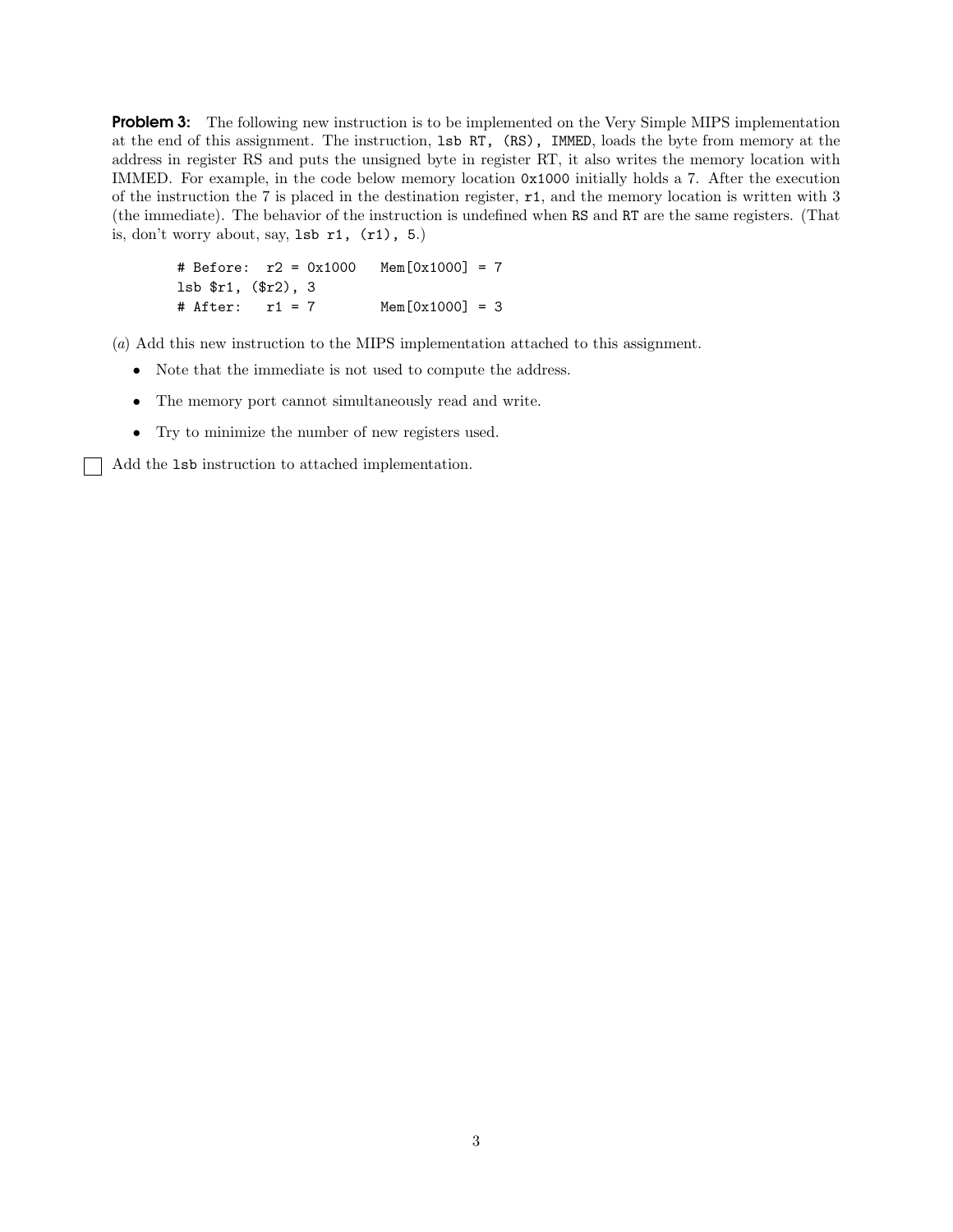**Problem 3:** The following new instruction is to be implemented on the Very Simple MIPS implementation at the end of this assignment. The instruction, `lsb RT, (RS), IMMED`, loads the byte from memory at the address in register RS and puts the unsigned byte in register RT, it also writes the memory location with IMMED. For example, in the code below memory location `0x1000` initially holds a `7`. After the execution of the instruction the `7` is placed in the destination register, `r1`, and the memory location is written with 3 (the immediate). The behavior of the instruction is undefined when `RS` and `RT` are the same registers. (That is, don't worry about, say, `lsb r1, (r1), 5`.)

```
# Before:  r2 = 0x1000   Mem[0x1000] = 7
lsb $r1, ($r2), 3
# After:   r1 = 7        Mem[0x1000] = 3
```

(*a*) Add this new instruction to the MIPS implementation attached to this assignment.

- Note that the immediate is not used to compute the address.
- The memory port cannot simultaneously read and write.
- Try to minimize the number of new registers used.

☐ Add the `lsb` instruction to attached implementation.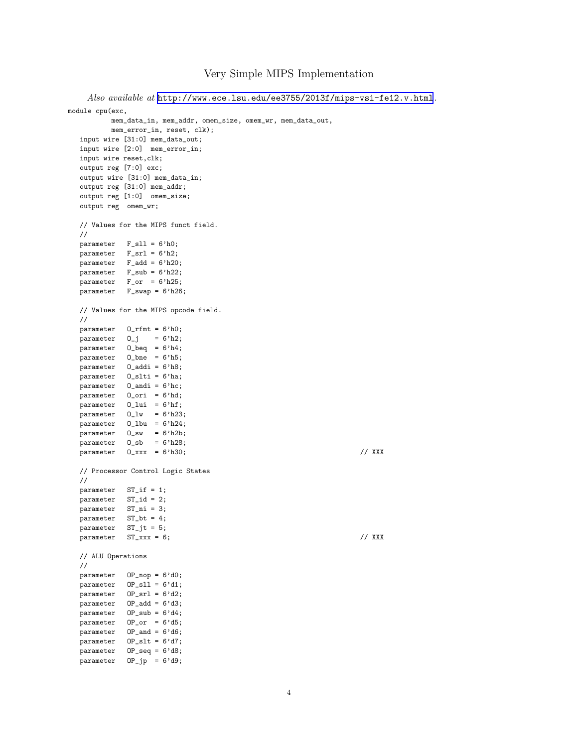# Very Simple MIPS Implementation

*Also available at* [http://www.ece.lsu.edu/ee3755/2013f/mips-vsi-fe12.v.html](http://www.ece.lsu.edu/ee3755/2013f/mips-vsi-fe12.v.html).

```
module cpu(exc,
           mem_data_in, mem_addr, omem_size, omem_wr, mem_data_out,
           mem_error_in, reset, clk);
   input wire [31:0] mem_data_out;
   input wire [2:0]  mem_error_in;
   input wire reset,clk;
   output reg [7:0] exc;
   output wire [31:0] mem_data_in;
   output reg [31:0] mem_addr;
   output reg [1:0]  omem_size;
   output reg  omem_wr;

   // Values for the MIPS funct field.
   //
   parameter   F_sll = 6'h0;
   parameter   F_srl = 6'h2;
   parameter   F_add = 6'h20;
   parameter   F_sub = 6'h22;
   parameter   F_or  = 6'h25;
   parameter   F_swap = 6'h26;

   // Values for the MIPS opcode field.
   //
   parameter   O_rfmt = 6'h0;
   parameter   O_j    = 6'h2;
   parameter   O_beq  = 6'h4;
   parameter   O_bne  = 6'h5;
   parameter   O_addi = 6'h8;
   parameter   O_slti = 6'ha;
   parameter   O_andi = 6'hc;
   parameter   O_ori  = 6'hd;
   parameter   O_lui  = 6'hf;
   parameter   O_lw   = 6'h23;
   parameter   O_lbu  = 6'h24;
   parameter   O_sw   = 6'h2b;
   parameter   O_sb   = 6'h28;
   parameter   O_xxx  = 6'h30;                                            // XXX

   // Processor Control Logic States
   //
   parameter   ST_if = 1;
   parameter   ST_id = 2;
   parameter   ST_ni = 3;
   parameter   ST_bt = 4;
   parameter   ST_jt = 5;
   parameter   ST_xxx = 6;                                                // XXX

   // ALU Operations
   //
   parameter   OP_nop = 6'd0;
   parameter   OP_sll = 6'd1;
   parameter   OP_srl = 6'd2;
   parameter   OP_add = 6'd3;
   parameter   OP_sub = 6'd4;
   parameter   OP_or  = 6'd5;
   parameter   OP_and = 6'd6;
   parameter   OP_slt = 6'd7;
   parameter   OP_seq = 6'd8;
   parameter   OP_jp  = 6'd9;
```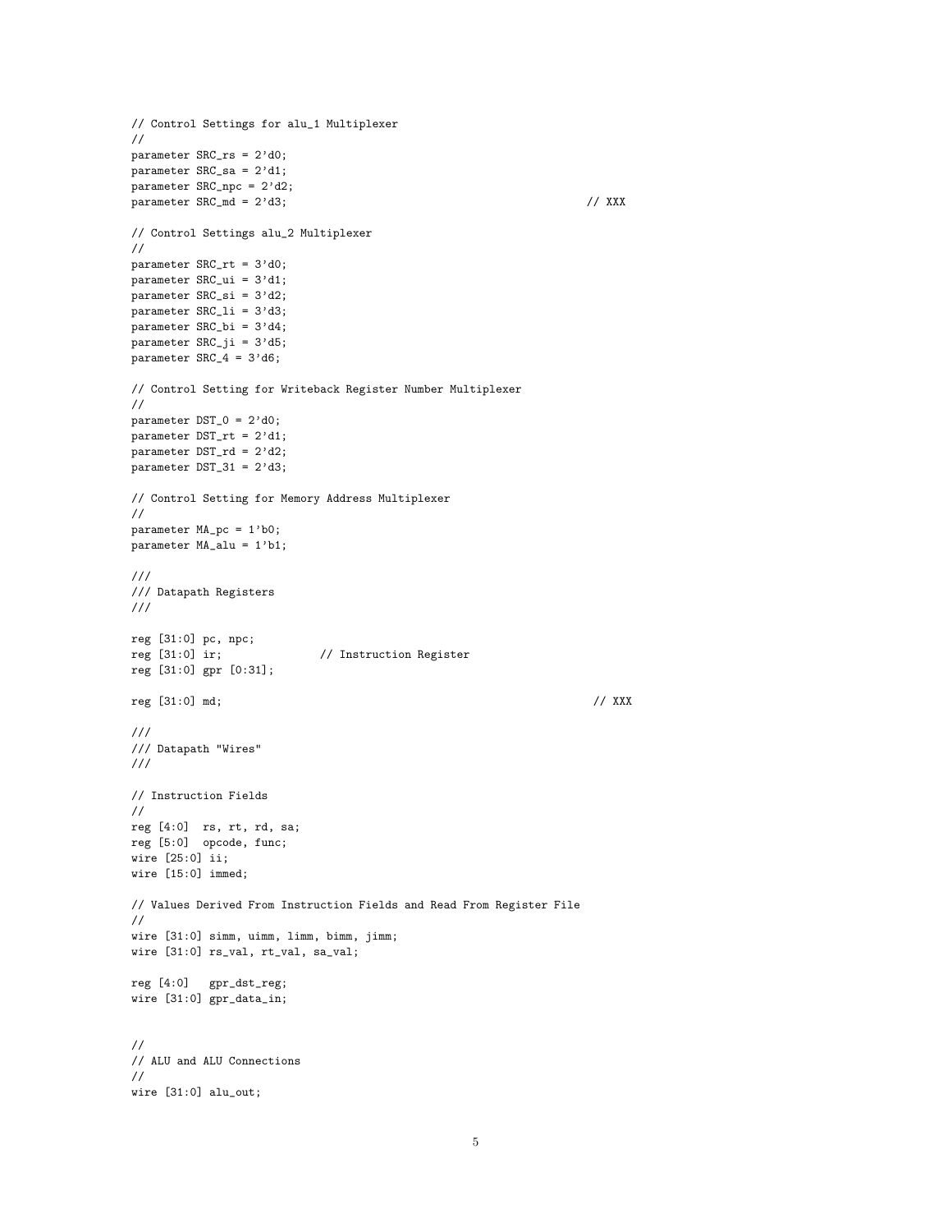```
// Control Settings for alu_1 Multiplexer
//
parameter SRC_rs = 2'd0;
parameter SRC_sa = 2'd1;
parameter SRC_npc = 2'd2;
parameter SRC_md = 2'd3;                                                    // XXX

// Control Settings alu_2 Multiplexer
//
parameter SRC_rt = 3'd0;
parameter SRC_ui = 3'd1;
parameter SRC_si = 3'd2;
parameter SRC_li = 3'd3;
parameter SRC_bi = 3'd4;
parameter SRC_ji = 3'd5;
parameter SRC_4 = 3'd6;

// Control Setting for Writeback Register Number Multiplexer
//
parameter DST_0 = 2'd0;
parameter DST_rt = 2'd1;
parameter DST_rd = 2'd2;
parameter DST_31 = 2'd3;

// Control Setting for Memory Address Multiplexer
//
parameter MA_pc = 1'b0;
parameter MA_alu = 1'b1;

///
/// Datapath Registers
///

reg [31:0] pc, npc;
reg [31:0] ir;              // Instruction Register
reg [31:0] gpr [0:31];

reg [31:0] md;                                                               // XXX

///
/// Datapath "Wires"
///

// Instruction Fields
//
reg [4:0]  rs, rt, rd, sa;
reg [5:0]  opcode, func;
wire [25:0] ii;
wire [15:0] immed;

// Values Derived From Instruction Fields and Read From Register File
//
wire [31:0] simm, uimm, limm, bimm, jimm;
wire [31:0] rs_val, rt_val, sa_val;

reg [4:0]   gpr_dst_reg;
wire [31:0] gpr_data_in;


//
// ALU and ALU Connections
//
wire [31:0] alu_out;
```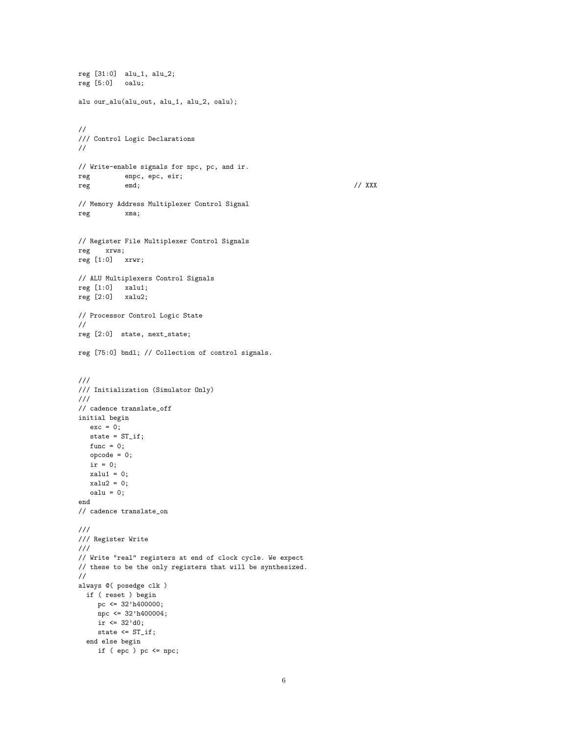```
reg [31:0]  alu_1, alu_2;
reg [5:0]   oalu;

alu our_alu(alu_out, alu_1, alu_2, oalu);


//
/// Control Logic Declarations
//

// Write-enable signals for npc, pc, and ir.
reg         enpc, epc, eir;
reg         emd;                                                   // XXX

// Memory Address Multiplexer Control Signal
reg         xma;


// Register File Multiplexer Control Signals
reg    xrws;
reg [1:0]   xrwr;

// ALU Multiplexers Control Signals
reg [1:0]   xalu1;
reg [2:0]   xalu2;

// Processor Control Logic State
//
reg [2:0]  state, next_state;

reg [75:0] bndl; // Collection of control signals.


///
/// Initialization (Simulator Only)
///
// cadence translate_off
initial begin
   exc = 0;
   state = ST_if;
   func = 0;
   opcode = 0;
   ir = 0;
   xalu1 = 0;
   xalu2 = 0;
   oalu = 0;
end
// cadence translate_on

///
/// Register Write
///
// Write "real" registers at end of clock cycle. We expect
// these to be the only registers that will be synthesized.
//
always @( posedge clk )
  if ( reset ) begin
     pc <= 32'h400000;
     npc <= 32'h400004;
     ir <= 32'd0;
     state <= ST_if;
  end else begin
     if ( epc ) pc <= npc;
```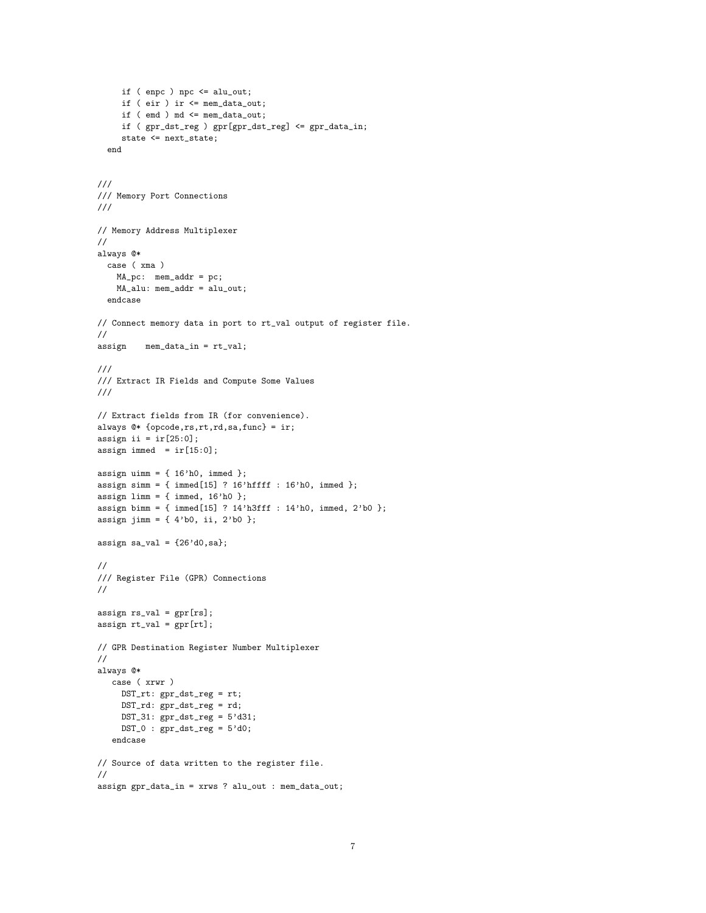```
    if ( enpc ) npc <= alu_out;
    if ( eir ) ir <= mem_data_out;
    if ( emd ) md <= mem_data_out;
    if ( gpr_dst_reg ) gpr[gpr_dst_reg] <= gpr_data_in;
    state <= next_state;
  end


///
/// Memory Port Connections
///

// Memory Address Multiplexer
//
always @*
  case ( xma )
    MA_pc:  mem_addr = pc;
    MA_alu: mem_addr = alu_out;
  endcase

// Connect memory data in port to rt_val output of register file.
//
assign    mem_data_in = rt_val;

///
/// Extract IR Fields and Compute Some Values
///

// Extract fields from IR (for convenience).
always @* {opcode,rs,rt,rd,sa,func} = ir;
assign ii = ir[25:0];
assign immed  = ir[15:0];

assign uimm = { 16'h0, immed };
assign simm = { immed[15] ? 16'hffff : 16'h0, immed };
assign limm = { immed, 16'h0 };
assign bimm = { immed[15] ? 14'h3fff : 14'h0, immed, 2'b0 };
assign jimm = { 4'b0, ii, 2'b0 };

assign sa_val = {26'd0,sa};

//
/// Register File (GPR) Connections
//

assign rs_val = gpr[rs];
assign rt_val = gpr[rt];

// GPR Destination Register Number Multiplexer
//
always @*
   case ( xrwr )
     DST_rt: gpr_dst_reg = rt;
     DST_rd: gpr_dst_reg = rd;
     DST_31: gpr_dst_reg = 5'd31;
     DST_0 : gpr_dst_reg = 5'd0;
   endcase

// Source of data written to the register file.
//
assign gpr_data_in = xrws ? alu_out : mem_data_out;
```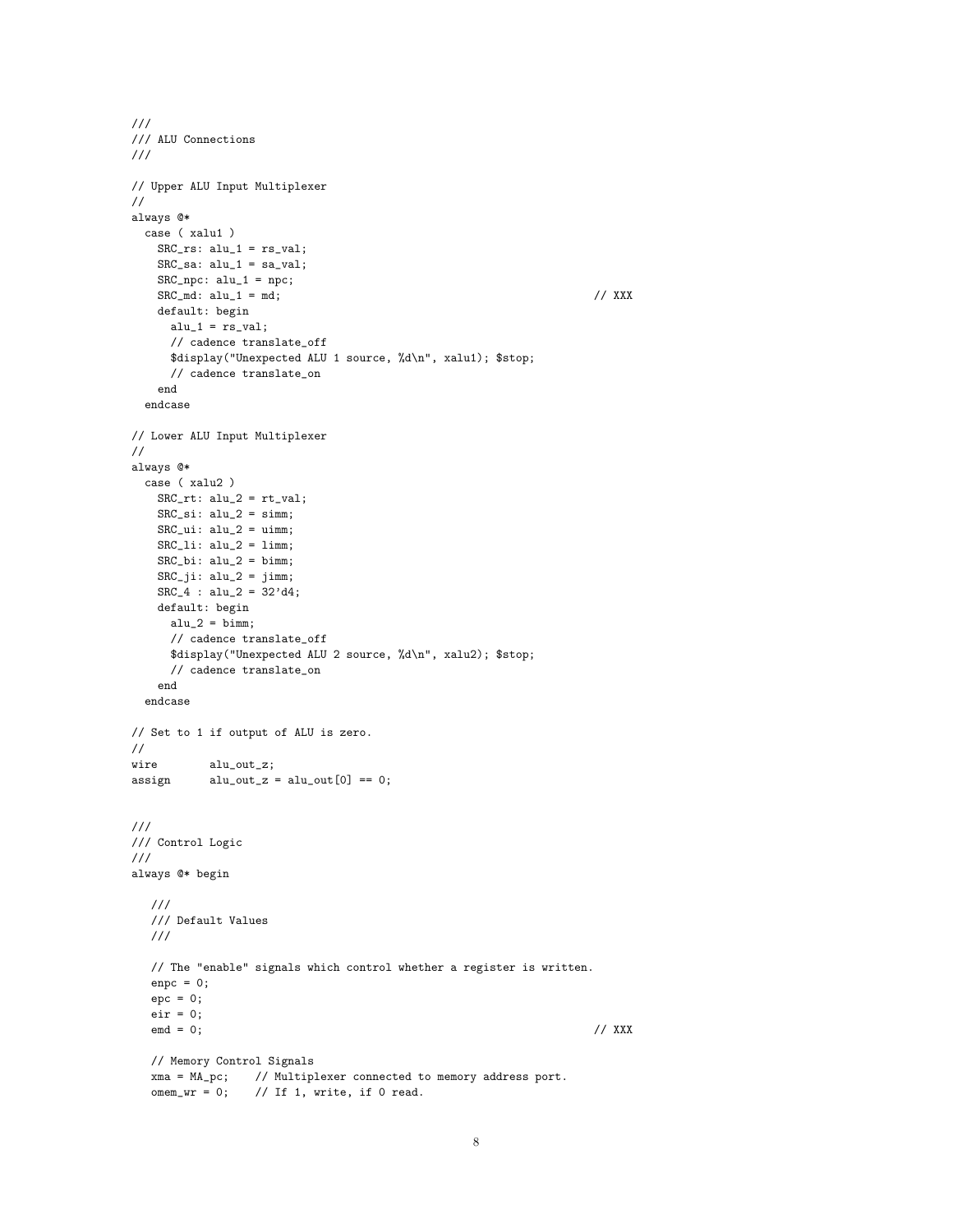```
///
/// ALU Connections
///

// Upper ALU Input Multiplexer
//
always @*
  case ( xalu1 )
    SRC_rs: alu_1 = rs_val;
    SRC_sa: alu_1 = sa_val;
    SRC_npc: alu_1 = npc;
    SRC_md: alu_1 = md;                                                    // XXX
    default: begin
      alu_1 = rs_val;
      // cadence translate_off
      $display("Unexpected ALU 1 source, %d\n", xalu1); $stop;
      // cadence translate_on
    end
  endcase

// Lower ALU Input Multiplexer
//
always @*
  case ( xalu2 )
    SRC_rt: alu_2 = rt_val;
    SRC_si: alu_2 = simm;
    SRC_ui: alu_2 = uimm;
    SRC_li: alu_2 = limm;
    SRC_bi: alu_2 = bimm;
    SRC_ji: alu_2 = jimm;
    SRC_4 : alu_2 = 32'd4;
    default: begin
      alu_2 = bimm;
      // cadence translate_off
      $display("Unexpected ALU 2 source, %d\n", xalu2); $stop;
      // cadence translate_on
    end
  endcase

// Set to 1 if output of ALU is zero.
//
wire        alu_out_z;
assign      alu_out_z = alu_out[0] == 0;


///
/// Control Logic
///
always @* begin

   ///
   /// Default Values
   ///

   // The "enable" signals which control whether a register is written.
   enpc = 0;
   epc = 0;
   eir = 0;
   emd = 0;                                                                // XXX

   // Memory Control Signals
   xma = MA_pc;    // Multiplexer connected to memory address port.
   omem_wr = 0;    // If 1, write, if 0 read.
```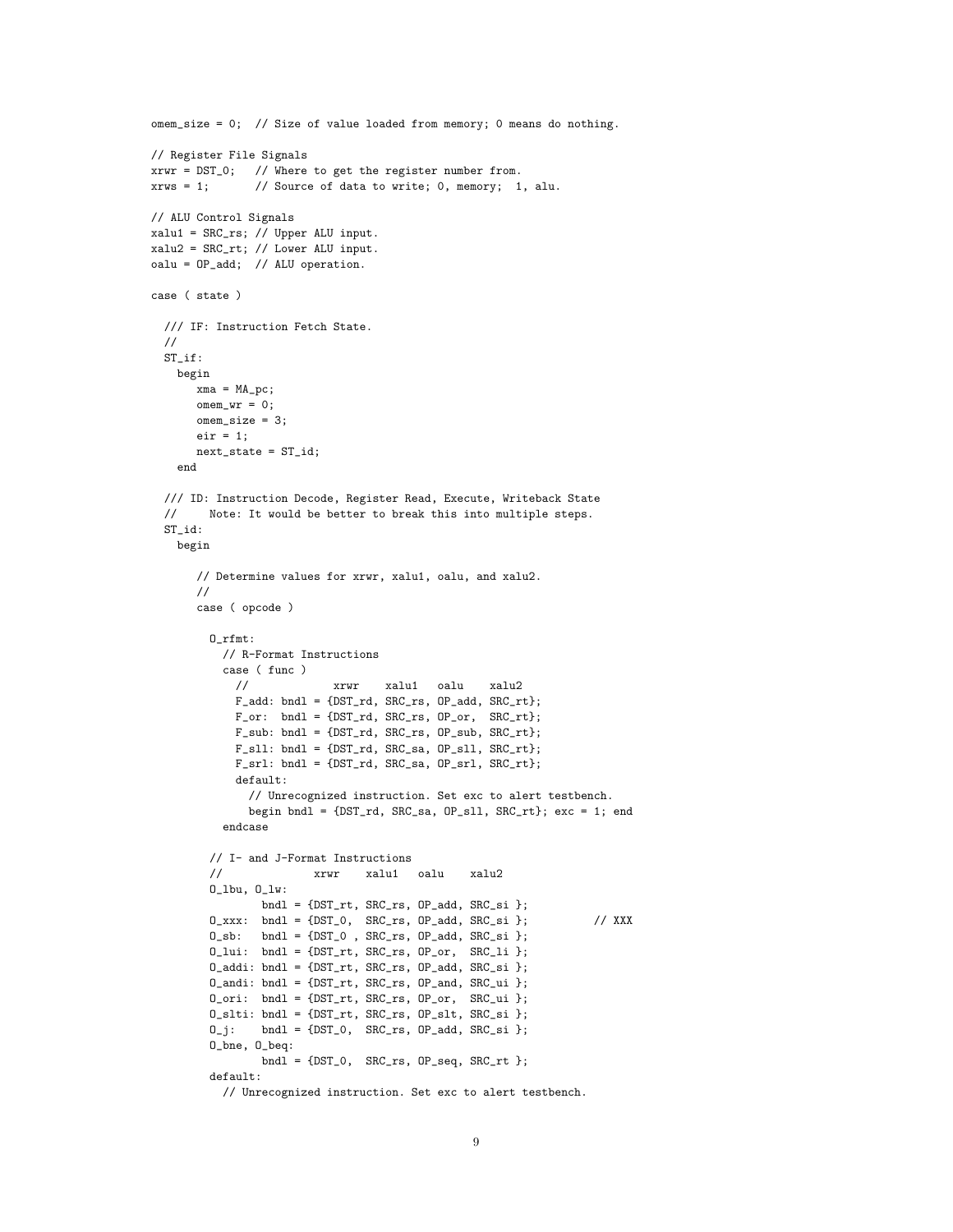```
omem_size = 0;  // Size of value loaded from memory; 0 means do nothing.

// Register File Signals
xrwr = DST_0;   // Where to get the register number from.
xrws = 1;       // Source of data to write; 0, memory;  1, alu.

// ALU Control Signals
xalu1 = SRC_rs; // Upper ALU input.
xalu2 = SRC_rt; // Lower ALU input.
oalu = OP_add;  // ALU operation.

case ( state )

  /// IF: Instruction Fetch State.
  //
  ST_if:
    begin
       xma = MA_pc;
       omem_wr = 0;
       omem_size = 3;
       eir = 1;
       next_state = ST_id;
    end

  /// ID: Instruction Decode, Register Read, Execute, Writeback State
  //     Note: It would be better to break this into multiple steps.
  ST_id:
    begin

       // Determine values for xrwr, xalu1, oalu, and xalu2.
       //
       case ( opcode )

         O_rfmt:
           // R-Format Instructions
           case ( func )
             //            xrwr    xalu1   oalu    xalu2
             F_add: bndl = {DST_rd, SRC_rs, OP_add, SRC_rt};
             F_or:  bndl = {DST_rd, SRC_rs, OP_or,  SRC_rt};
             F_sub: bndl = {DST_rd, SRC_rs, OP_sub, SRC_rt};
             F_sll: bndl = {DST_rd, SRC_sa, OP_sll, SRC_rt};
             F_srl: bndl = {DST_rd, SRC_sa, OP_srl, SRC_rt};
             default:
               // Unrecognized instruction. Set exc to alert testbench.
               begin bndl = {DST_rd, SRC_sa, OP_sll, SRC_rt}; exc = 1; end
           endcase

         // I- and J-Format Instructions
         //             xrwr    xalu1   oalu    xalu2
         O_lbu, O_lw:
                bndl = {DST_rt, SRC_rs, OP_add, SRC_si };
         O_xxx:  bndl = {DST_0,  SRC_rs, OP_add, SRC_si };          // XXX
         O_sb:   bndl = {DST_0 , SRC_rs, OP_add, SRC_si };
         O_lui:  bndl = {DST_rt, SRC_rs, OP_or,  SRC_li };
         O_addi: bndl = {DST_rt, SRC_rs, OP_add, SRC_si };
         O_andi: bndl = {DST_rt, SRC_rs, OP_and, SRC_ui };
         O_ori:  bndl = {DST_rt, SRC_rs, OP_or,  SRC_ui };
         O_slti: bndl = {DST_rt, SRC_rs, OP_slt, SRC_si };
         O_j:    bndl = {DST_0,  SRC_rs, OP_add, SRC_si };
         O_bne, O_beq:
                bndl = {DST_0,  SRC_rs, OP_seq, SRC_rt };
         default:
           // Unrecognized instruction. Set exc to alert testbench.
```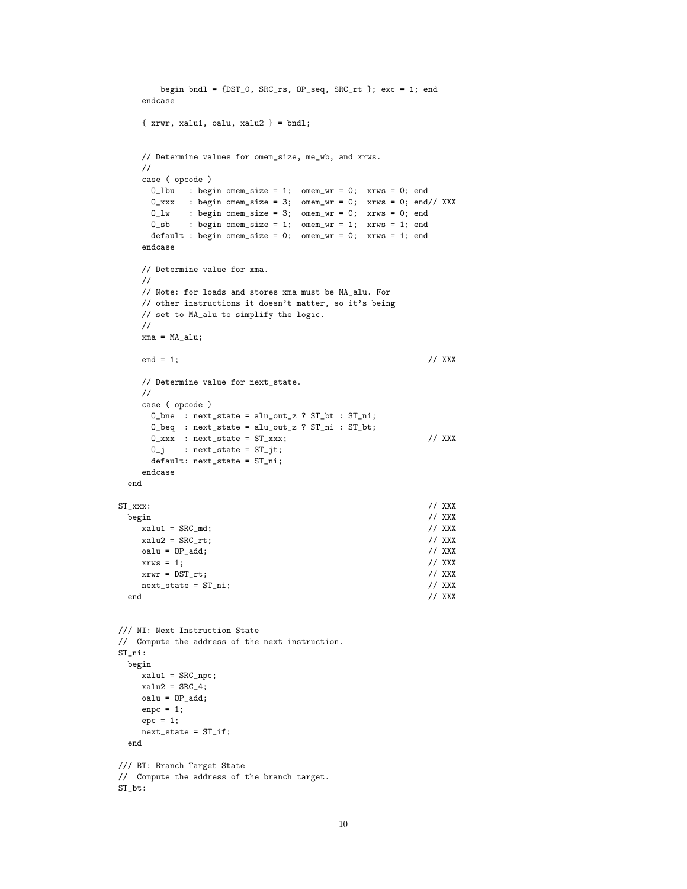```
          begin bndl = {DST_0, SRC_rs, OP_seq, SRC_rt }; exc = 1; end
      endcase

      { xrwr, xalu1, oalu, xalu2 } = bndl;


      // Determine values for omem_size, me_wb, and xrws.
      //
      case ( opcode )
        O_lbu   : begin omem_size = 1;  omem_wr = 0;  xrws = 0; end
        O_xxx   : begin omem_size = 3;  omem_wr = 0;  xrws = 0; end// XXX
        O_lw    : begin omem_size = 3;  omem_wr = 0;  xrws = 0; end
        O_sb    : begin omem_size = 1;  omem_wr = 1;  xrws = 1; end
        default : begin omem_size = 0;  omem_wr = 0;  xrws = 1; end
      endcase

      // Determine value for xma.
      //
      // Note: for loads and stores xma must be MA_alu. For
      // other instructions it doesn't matter, so it's being
      // set to MA_alu to simplify the logic.
      //
      xma = MA_alu;

      emd = 1;                                                  // XXX

      // Determine value for next_state.
      //
      case ( opcode )
        O_bne  : next_state = alu_out_z ? ST_bt : ST_ni;
        O_beq  : next_state = alu_out_z ? ST_ni : ST_bt;
        O_xxx  : next_state = ST_xxx;                           // XXX
        O_j    : next_state = ST_jt;
        default: next_state = ST_ni;
      endcase
  end

ST_xxx:                                                         // XXX
  begin                                                         // XXX
      xalu1 = SRC_md;                                           // XXX
      xalu2 = SRC_rt;                                           // XXX
      oalu = OP_add;                                            // XXX
      xrws = 1;                                                 // XXX
      xrwr = DST_rt;                                            // XXX
      next_state = ST_ni;                                       // XXX
  end                                                           // XXX


/// NI: Next Instruction State
//  Compute the address of the next instruction.
ST_ni:
  begin
      xalu1 = SRC_npc;
      xalu2 = SRC_4;
      oalu = OP_add;
      enpc = 1;
      epc = 1;
      next_state = ST_if;
  end

/// BT: Branch Target State
//  Compute the address of the branch target.
ST_bt:
```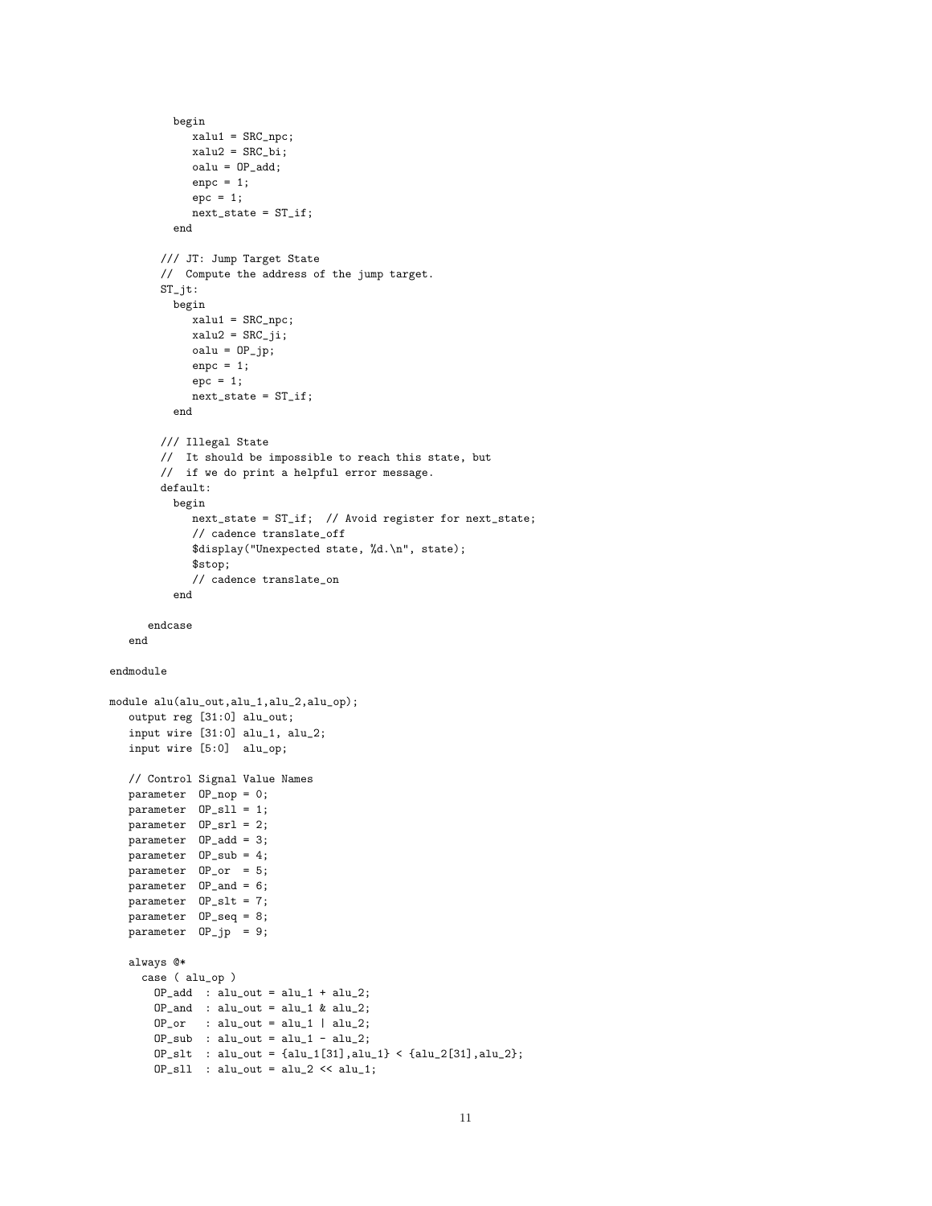```
          begin
             xalu1 = SRC_npc;
             xalu2 = SRC_bi;
             oalu = OP_add;
             enpc = 1;
             epc = 1;
             next_state = ST_if;
          end

        /// JT: Jump Target State
        //  Compute the address of the jump target.
        ST_jt:
          begin
             xalu1 = SRC_npc;
             xalu2 = SRC_ji;
             oalu = OP_jp;
             enpc = 1;
             epc = 1;
             next_state = ST_if;
          end

        /// Illegal State
        //  It should be impossible to reach this state, but
        //  if we do print a helpful error message.
        default:
          begin
             next_state = ST_if;  // Avoid register for next_state;
             // cadence translate_off
             $display("Unexpected state, %d.\n", state);
             $stop;
             // cadence translate_on
          end

      endcase
   end

endmodule

module alu(alu_out,alu_1,alu_2,alu_op);
   output reg [31:0] alu_out;
   input wire [31:0] alu_1, alu_2;
   input wire [5:0]  alu_op;

   // Control Signal Value Names
   parameter  OP_nop = 0;
   parameter  OP_sll = 1;
   parameter  OP_srl = 2;
   parameter  OP_add = 3;
   parameter  OP_sub = 4;
   parameter  OP_or  = 5;
   parameter  OP_and = 6;
   parameter  OP_slt = 7;
   parameter  OP_seq = 8;
   parameter  OP_jp  = 9;

   always @*
     case ( alu_op )
       OP_add  : alu_out = alu_1 + alu_2;
       OP_and  : alu_out = alu_1 & alu_2;
       OP_or   : alu_out = alu_1 | alu_2;
       OP_sub  : alu_out = alu_1 - alu_2;
       OP_slt  : alu_out = {alu_1[31],alu_1} < {alu_2[31],alu_2};
       OP_sll  : alu_out = alu_2 << alu_1;
```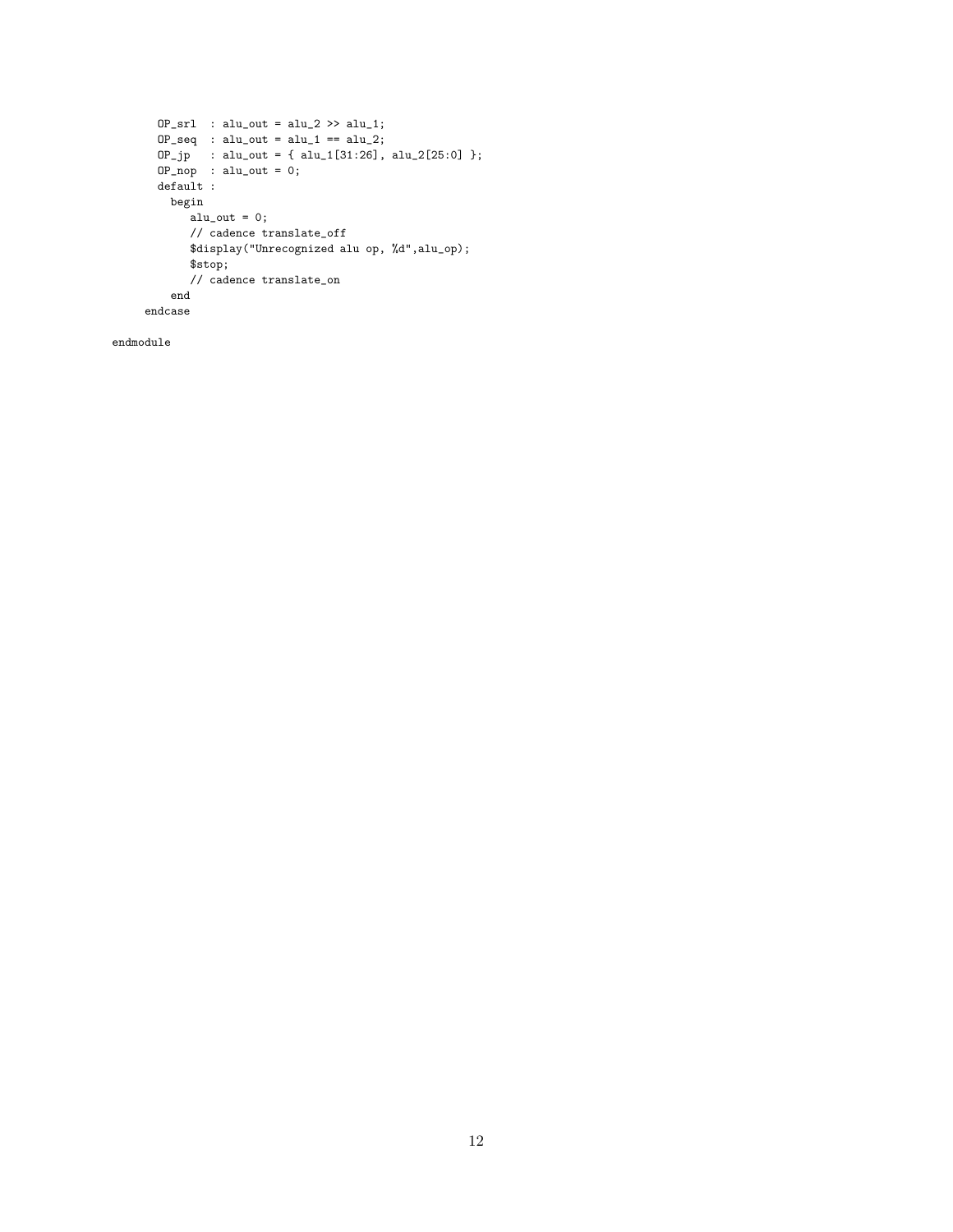```
      OP_srl  : alu_out = alu_2 >> alu_1;
      OP_seq  : alu_out = alu_1 == alu_2;
      OP_jp   : alu_out = { alu_1[31:26], alu_2[25:0] };
      OP_nop  : alu_out = 0;
      default :
        begin
           alu_out = 0;
           // cadence translate_off
           $display("Unrecognized alu op, %d",alu_op);
           $stop;
           // cadence translate_on
        end
    endcase

endmodule
```